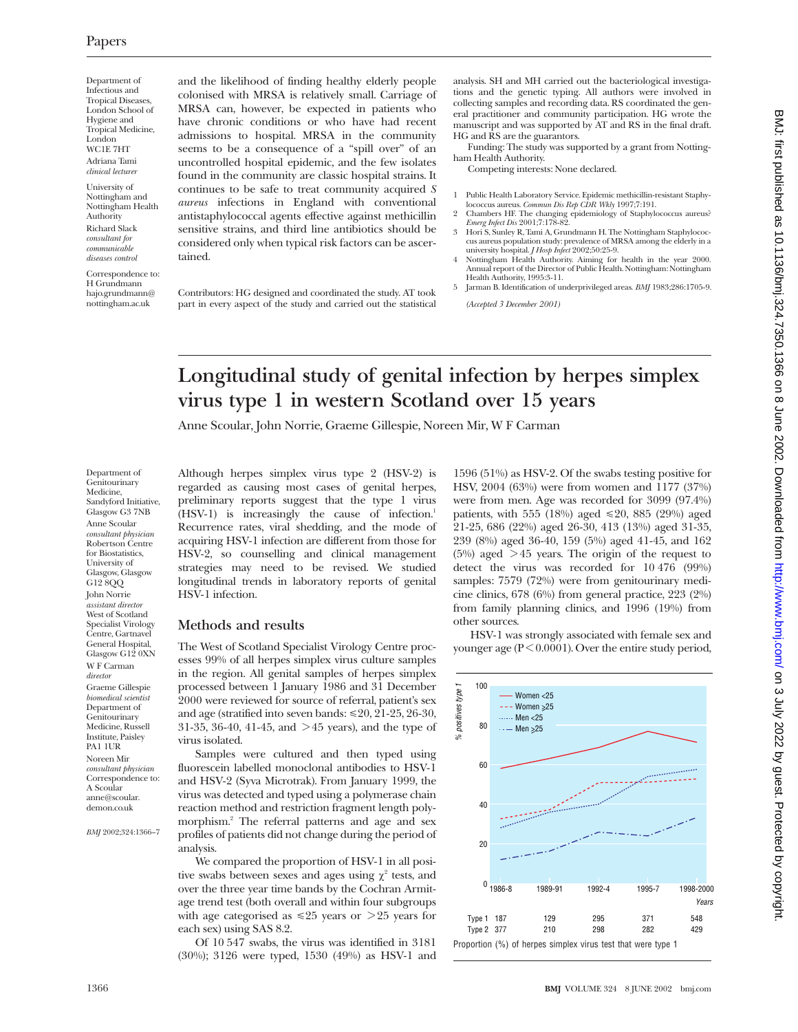and the likelihood of finding healthy elderly people colonised with MRSA is relatively small. Carriage of MRSA can, however, be expected in patients who have chronic conditions or who have had recent admissions to hospital. MRSA in the community seems to be a consequence of a "spill over" of an uncontrolled hospital epidemic, and the few isolates found in the community are classic hospital strains. It continues to be safe to treat community acquired *S aureus* infections in England with conventional antistaphylococcal agents effective against methicillin sensitive strains, and third line antibiotics should be considered only when typical risk factors can be ascertained.

Contributors: HG designed and coordinated the study. AT took part in every aspect of the study and carried out the statistical analysis. SH and MH carried out the bacteriological investigations and the genetic typing. All authors were involved in collecting samples and recording data. RS coordinated the general practitioner and community participation. HG wrote the manuscript and was supported by AT and RS in the final draft. HG and RS are the guarantors.

Funding: The study was supported by a grant from Nottingham Health Authority.

Competing interests: None declared.

1. Public Health Laboratory Service. Epidemic methicillin-resistant Staphylococcus aureus. *Commun Dis Rep CDR Wkly* 1997;7:191.
2. Chambers HF. The changing epidemiology of Staphylococcus aureus? *Emerg Infect Dis* 2001;7:178-82.
3. Hori S, Sunley R, Tami A, Grundmann H. The Nottingham Staphylococcus aureus population study: prevalence of MRSA among the elderly in a university hospital. *J Hosp Infect* 2002;50:25-9.
4. Nottingham Health Authority. Aiming for health in the year 2000. Annual report of the Director of Public Health. Nottingham: Nottingham Health Authority, 1995:3-11.
5. Jarman B. Identification of underprivileged areas. *BMJ* 1983;286:1705-9.

*(Accepted 3 December 2001)*

Department of Infectious and Tropical Diseases, London School of Hygiene and Tropical Medicine, London WC1E 7HT
Adriana Tami *clinical lecturer*

University of Nottingham and Nottingham Health Authority
Richard Slack *consultant for communicable diseases control*

Correspondence to: H Grundmann hajo.grundmann@nottingham.ac.uk

# Longitudinal study of genital infection by herpes simplex virus type 1 in western Scotland over 15 years

Anne Scoular, John Norrie, Graeme Gillespie, Noreen Mir, W F Carman

Department of Genitourinary Medicine, Sandyford Initiative, Glasgow G3 7NB
Anne Scoular *consultant physician*

Robertson Centre for Biostatistics, University of Glasgow, Glasgow G12 8QQ
John Norrie *assistant director*

West of Scotland Specialist Virology Centre, Gartnavel General Hospital, Glasgow G12 0XN
W F Carman *director*
Graeme Gillespie *biomedical scientist*

Department of Genitourinary Medicine, Russell Institute, Paisley PA1 1UR
Noreen Mir *consultant physician*

Correspondence to: A Scoular anne@scoular.demon.co.uk

*BMJ* 2002;324:1366–7

Although herpes simplex virus type 2 (HSV-2) is regarded as causing most cases of genital herpes, preliminary reports suggest that the type 1 virus (HSV-1) is increasingly the cause of infection.[1] Recurrence rates, viral shedding, and the mode of acquiring HSV-1 infection are different from those for HSV-2, so counselling and clinical management strategies may need to be revised. We studied longitudinal trends in laboratory reports of genital HSV-1 infection.

## Methods and results

The West of Scotland Specialist Virology Culture Centre processes 99% of all herpes simplex virus culture samples in the region. All genital samples of herpes simplex processed between 1 January 1986 and 31 December 2000 were reviewed for source of referral, patient's sex and age (stratified into seven bands: ≤20, 21-25, 26-30, 31-35, 36-40, 41-45, and >45 years), and the type of virus isolated.

Samples were cultured and then typed using fluorescein labelled monoclonal antibodies to HSV-1 and HSV-2 (Syva Microtrak). From January 1999, the virus was detected and typed using a polymerase chain reaction method and restriction fragment length polymorphism.[2] The referral patterns and age and sex profiles of patients did not change during the period of analysis.

We compared the proportion of HSV-1 in all positive swabs between sexes and ages using $\chi^2$ tests, and over the three year time bands by the Cochran Armitage trend test (both overall and within four subgroups with age categorised as ≤25 years or >25 years for each sex) using SAS 8.2.

Of 10 547 swabs, the virus was identified in 3181 (30%); 3126 were typed, 1530 (49%) as HSV-1 and 1596 (51%) as HSV-2. Of the swabs testing positive for HSV, 2004 (63%) were from women and 1177 (37%) were from men. Age was recorded for 3099 (97.4%) patients, with 555 (18%) aged ≤20, 885 (29%) aged 21-25, 686 (22%) aged 26-30, 413 (13%) aged 31-35, 239 (8%) aged 36-40, 159 (5%) aged 41-45, and 162 (5%) aged >45 years. The origin of the request to detect the virus was recorded for 10 476 (99%) samples: 7579 (72%) were from genitourinary medicine clinics, 678 (6%) from general practice, 223 (2%) from family planning clinics, and 1996 (19%) from other sources.

HSV-1 was strongly associated with female sex and younger age ($P < 0.0001$). Over the entire study period,

| | 1986-8 | 1989-91 | 1992-4 | 1995-7 | 1998-2000 |
|---|---|---|---|---|---|
| Type 1 | 187 | 129 | 295 | 371 | 548 |
| Type 2 | 377 | 210 | 298 | 282 | 429 |

Proportion (%) of herpes simplex virus test that were type 1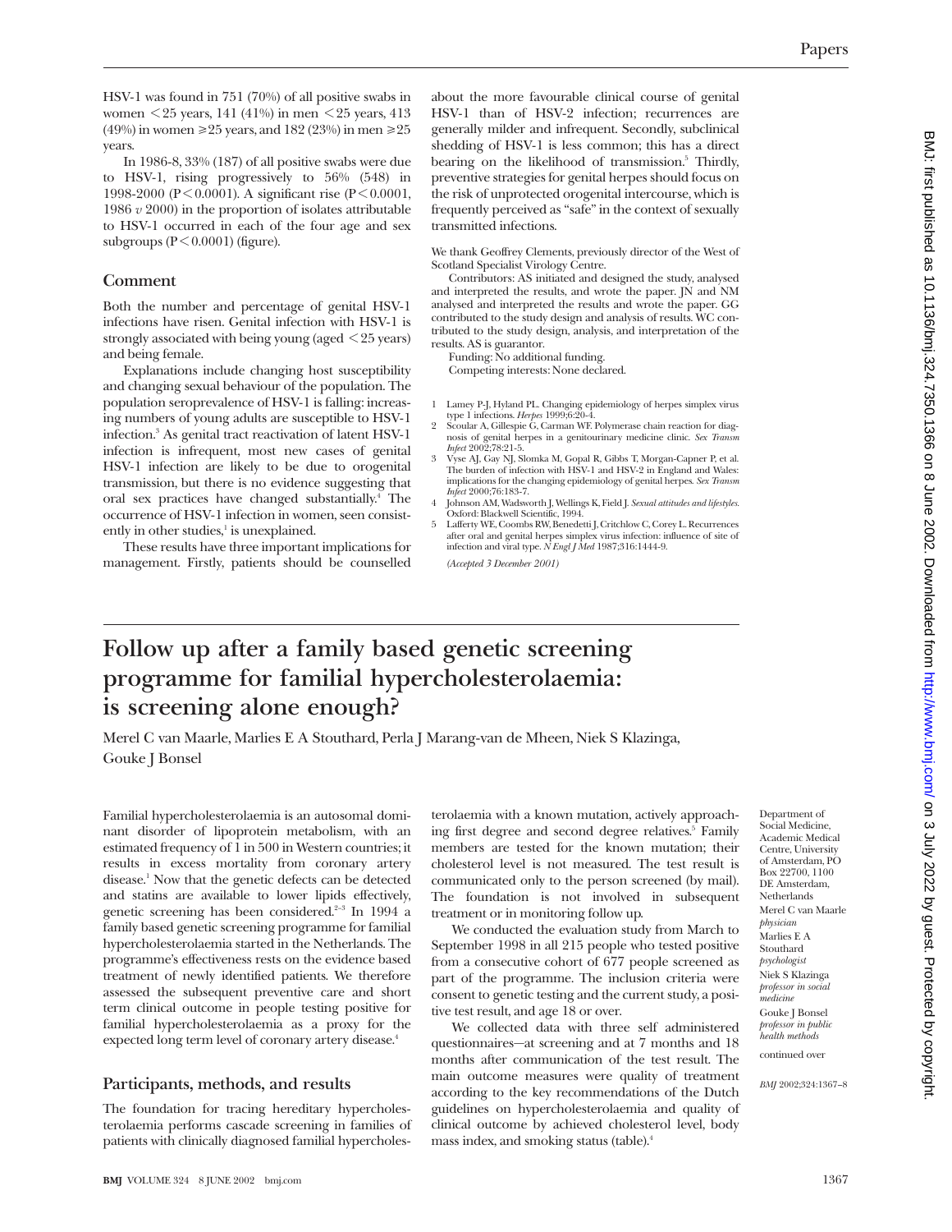HSV-1 was found in 751 (70%) of all positive swabs in women <25 years, 141 (41%) in men <25 years, 413 (49%) in women ≥25 years, and 182 (23%) in men ≥25 years.

In 1986-8, 33% (187) of all positive swabs were due to HSV-1, rising progressively to 56% (548) in 1998-2000 ($P<0.0001$). A significant rise ($P<0.0001$, 1986 *v* 2000) in the proportion of isolates attributable to HSV-1 occurred in each of the four age and sex subgroups ($P<0.0001$) (figure).

## Comment

Both the number and percentage of genital HSV-1 infections have risen. Genital infection with HSV-1 is strongly associated with being young (aged <25 years) and being female.

Explanations include changing host susceptibility and changing sexual behaviour of the population. The population seroprevalence of HSV-1 is falling: increasing numbers of young adults are susceptible to HSV-1 infection.[3] As genital tract reactivation of latent HSV-1 infection is infrequent, most new cases of genital HSV-1 infection are likely to be due to orogenital transmission, but there is no evidence suggesting that oral sex practices have changed substantially.[4] The occurrence of HSV-1 infection in women, seen consistently in other studies,[1] is unexplained.

These results have three important implications for management. Firstly, patients should be counselled about the more favourable clinical course of genital HSV-1 than of HSV-2 infection; recurrences are generally milder and infrequent. Secondly, subclinical shedding of HSV-1 is less common; this has a direct bearing on the likelihood of transmission.[5] Thirdly, preventive strategies for genital herpes should focus on the risk of unprotected orogenital intercourse, which is frequently perceived as "safe" in the context of sexually transmitted infections.

We thank Geoffrey Clements, previously director of the West of Scotland Specialist Virology Centre.

Contributors: AS initiated and designed the study, analysed and interpreted the results, and wrote the paper. JN and NM analysed and interpreted the results and wrote the paper. GG contributed to the study design and analysis of results. WC contributed to the study design, analysis, and interpretation of the results. AS is guarantor.

Funding: No additional funding.

Competing interests: None declared.

1. Lamey P-J, Hyland PL. Changing epidemiology of herpes simplex virus type 1 infections. *Herpes* 1999;6:20-4.
2. Scoular A, Gillespie G, Carman WF. Polymerase chain reaction for diagnosis of genital herpes in a genitourinary medicine clinic. *Sex Transm Infect* 2002;78:21-5.
3. Vyse AJ, Gay NJ, Slomka M, Gopal R, Gibbs T, Morgan-Capner P, et al. The burden of infection with HSV-1 and HSV-2 in England and Wales: implications for the changing epidemiology of genital herpes. *Sex Transm Infect* 2000;76:183-7.
4. Johnson AM, Wadsworth J, Wellings K, Field J. *Sexual attitudes and lifestyles.* Oxford: Blackwell Scientific, 1994.
5. Lafferty WE, Coombs RW, Benedetti J, Critchlow C, Corey L. Recurrences after oral and genital herpes simplex virus infection: influence of site of infection and viral type. *N Engl J Med* 1987;316:1444-9.

*(Accepted 3 December 2001)*

# Follow up after a family based genetic screening programme for familial hypercholesterolaemia: is screening alone enough?

Merel C van Maarle, Marlies E A Stouthard, Perla J Marang-van de Mheen, Niek S Klazinga, Gouke J Bonsel

Department of Social Medicine, Academic Medical Centre, University of Amsterdam, PO Box 22700, 1100 DE Amsterdam, Netherlands
Merel C van Maarle *physician*
Marlies E A Stouthard *psychologist*
Niek S Klazinga *professor in social medicine*
Gouke J Bonsel *professor in public health methods*

continued over

*BMJ* 2002;324:1367–8

Familial hypercholesterolaemia is an autosomal dominant disorder of lipoprotein metabolism, with an estimated frequency of 1 in 500 in Western countries; it results in excess mortality from coronary artery disease.[1] Now that the genetic defects can be detected and statins are available to lower lipids effectively, genetic screening has been considered.[2-3] In 1994 a family based genetic screening programme for familial hypercholesterolaemia started in the Netherlands. The programme's effectiveness rests on the evidence based treatment of newly identified patients. We therefore assessed the subsequent preventive care and short term clinical outcome in people testing positive for familial hypercholesterolaemia as a proxy for the expected long term level of coronary artery disease.[4]

## Participants, methods, and results

The foundation for tracing hereditary hypercholesterolaemia performs cascade screening in families of patients with clinically diagnosed familial hypercholesterolaemia with a known mutation, actively approaching first degree and second degree relatives.[5] Family members are tested for the known mutation; their cholesterol level is not measured. The test result is communicated only to the person screened (by mail). The foundation is not involved in subsequent treatment or in monitoring follow up.

We conducted the evaluation study from March to September 1998 in all 215 people who tested positive from a consecutive cohort of 677 people screened as part of the programme. The inclusion criteria were consent to genetic testing and the current study, a positive test result, and age 18 or over.

We collected data with three self administered questionnaires—at screening and at 7 months and 18 months after communication of the test result. The main outcome measures were quality of treatment according to the key recommendations of the Dutch guidelines on hypercholesterolaemia and quality of clinical outcome by achieved cholesterol level, body mass index, and smoking status (table).[4]